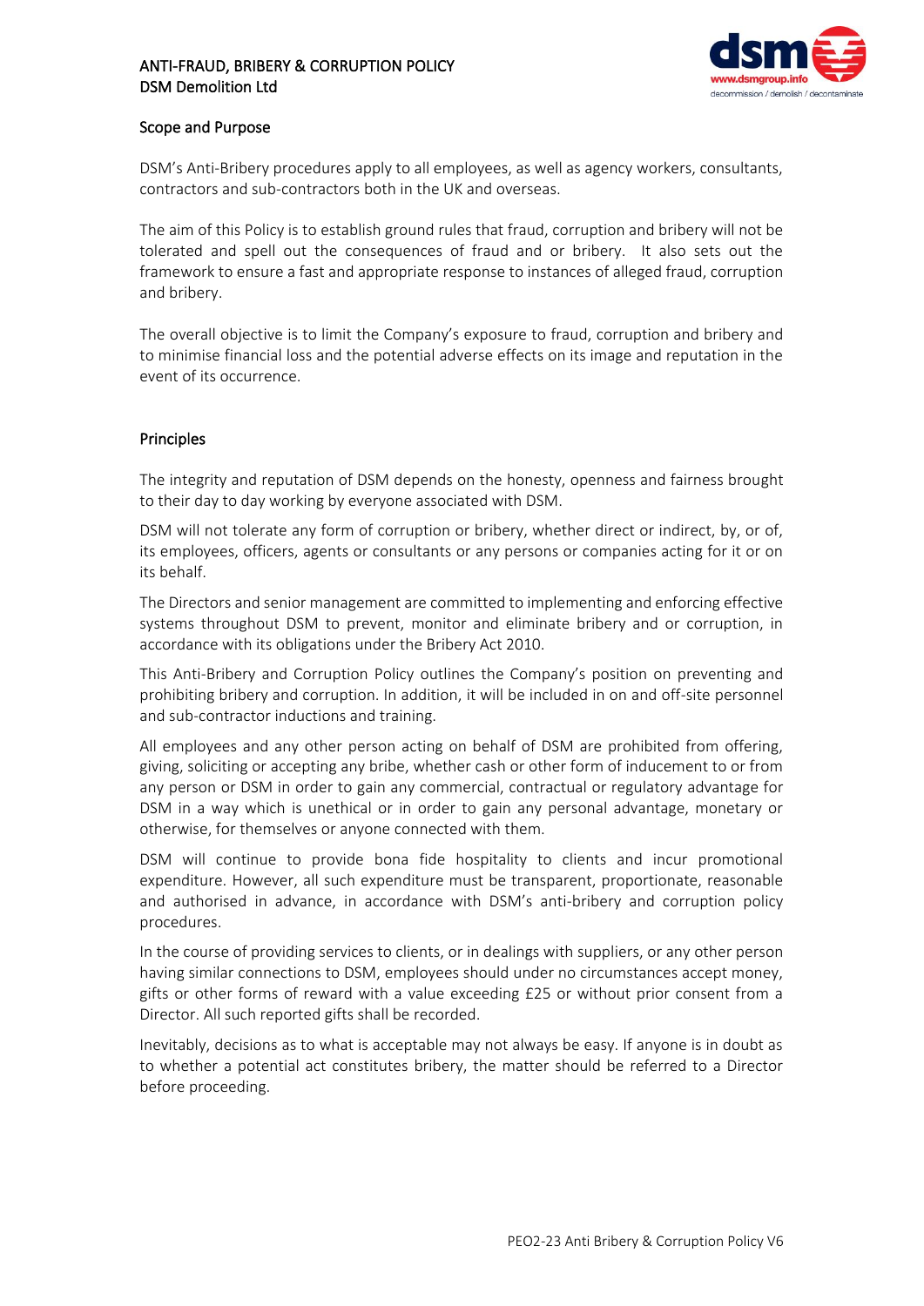# ANTI-FRAUD, BRIBERY & CORRUPTION POLICY
# DSM Demolition Ltd

## Scope and Purpose

DSM's Anti-Bribery procedures apply to all employees, as well as agency workers, consultants, contractors and sub-contractors both in the UK and overseas.

The aim of this Policy is to establish ground rules that fraud, corruption and bribery will not be tolerated and spell out the consequences of fraud and or bribery. It also sets out the framework to ensure a fast and appropriate response to instances of alleged fraud, corruption and bribery.

The overall objective is to limit the Company's exposure to fraud, corruption and bribery and to minimise financial loss and the potential adverse effects on its image and reputation in the event of its occurrence.

## Principles

The integrity and reputation of DSM depends on the honesty, openness and fairness brought to their day to day working by everyone associated with DSM.

DSM will not tolerate any form of corruption or bribery, whether direct or indirect, by, or of, its employees, officers, agents or consultants or any persons or companies acting for it or on its behalf.

The Directors and senior management are committed to implementing and enforcing effective systems throughout DSM to prevent, monitor and eliminate bribery and or corruption, in accordance with its obligations under the Bribery Act 2010.

This Anti-Bribery and Corruption Policy outlines the Company's position on preventing and prohibiting bribery and corruption. In addition, it will be included in on and off-site personnel and sub-contractor inductions and training.

All employees and any other person acting on behalf of DSM are prohibited from offering, giving, soliciting or accepting any bribe, whether cash or other form of inducement to or from any person or DSM in order to gain any commercial, contractual or regulatory advantage for DSM in a way which is unethical or in order to gain any personal advantage, monetary or otherwise, for themselves or anyone connected with them.

DSM will continue to provide bona fide hospitality to clients and incur promotional expenditure. However, all such expenditure must be transparent, proportionate, reasonable and authorised in advance, in accordance with DSM's anti-bribery and corruption policy procedures.

In the course of providing services to clients, or in dealings with suppliers, or any other person having similar connections to DSM, employees should under no circumstances accept money, gifts or other forms of reward with a value exceeding £25 or without prior consent from a Director. All such reported gifts shall be recorded.

Inevitably, decisions as to what is acceptable may not always be easy. If anyone is in doubt as to whether a potential act constitutes bribery, the matter should be referred to a Director before proceeding.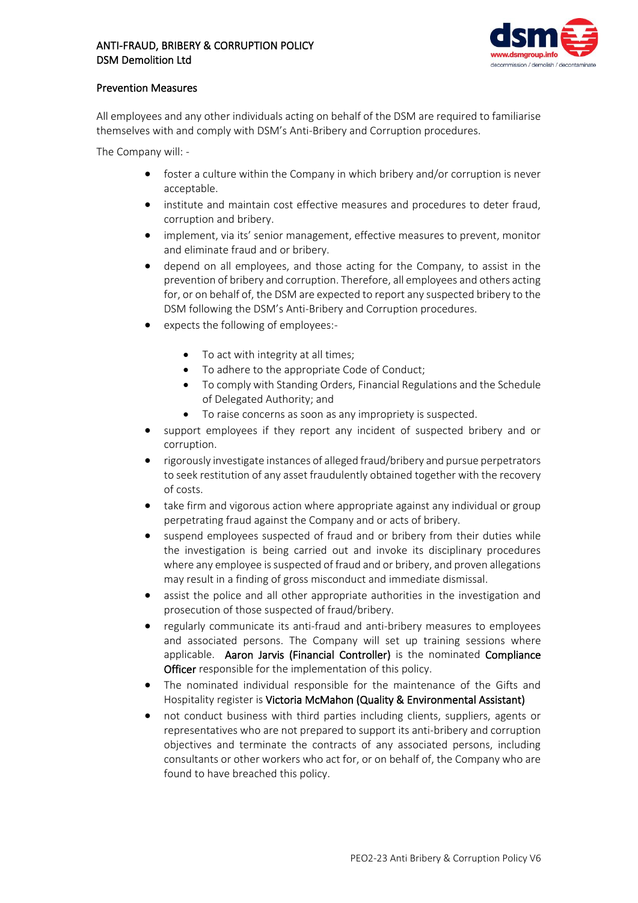## Prevention Measures

All employees and any other individuals acting on behalf of the DSM are required to familiarise themselves with and comply with DSM's Anti-Bribery and Corruption procedures.

The Company will: -

- foster a culture within the Company in which bribery and/or corruption is never acceptable.
- institute and maintain cost effective measures and procedures to deter fraud, corruption and bribery.
- implement, via its' senior management, effective measures to prevent, monitor and eliminate fraud and or bribery.
- depend on all employees, and those acting for the Company, to assist in the prevention of bribery and corruption. Therefore, all employees and others acting for, or on behalf of, the DSM are expected to report any suspected bribery to the DSM following the DSM's Anti-Bribery and Corruption procedures.
- expects the following of employees:-
    - To act with integrity at all times;
    - To adhere to the appropriate Code of Conduct;
    - To comply with Standing Orders, Financial Regulations and the Schedule of Delegated Authority; and
    - To raise concerns as soon as any impropriety is suspected.
- support employees if they report any incident of suspected bribery and or corruption.
- rigorously investigate instances of alleged fraud/bribery and pursue perpetrators to seek restitution of any asset fraudulently obtained together with the recovery of costs.
- take firm and vigorous action where appropriate against any individual or group perpetrating fraud against the Company and or acts of bribery.
- suspend employees suspected of fraud and or bribery from their duties while the investigation is being carried out and invoke its disciplinary procedures where any employee is suspected of fraud and or bribery, and proven allegations may result in a finding of gross misconduct and immediate dismissal.
- assist the police and all other appropriate authorities in the investigation and prosecution of those suspected of fraud/bribery.
- regularly communicate its anti-fraud and anti-bribery measures to employees and associated persons. The Company will set up training sessions where applicable. Aaron Jarvis (Financial Controller) is the nominated Compliance Officer responsible for the implementation of this policy.
- The nominated individual responsible for the maintenance of the Gifts and Hospitality register is Victoria McMahon (Quality & Environmental Assistant)
- not conduct business with third parties including clients, suppliers, agents or representatives who are not prepared to support its anti-bribery and corruption objectives and terminate the contracts of any associated persons, including consultants or other workers who act for, or on behalf of, the Company who are found to have breached this policy.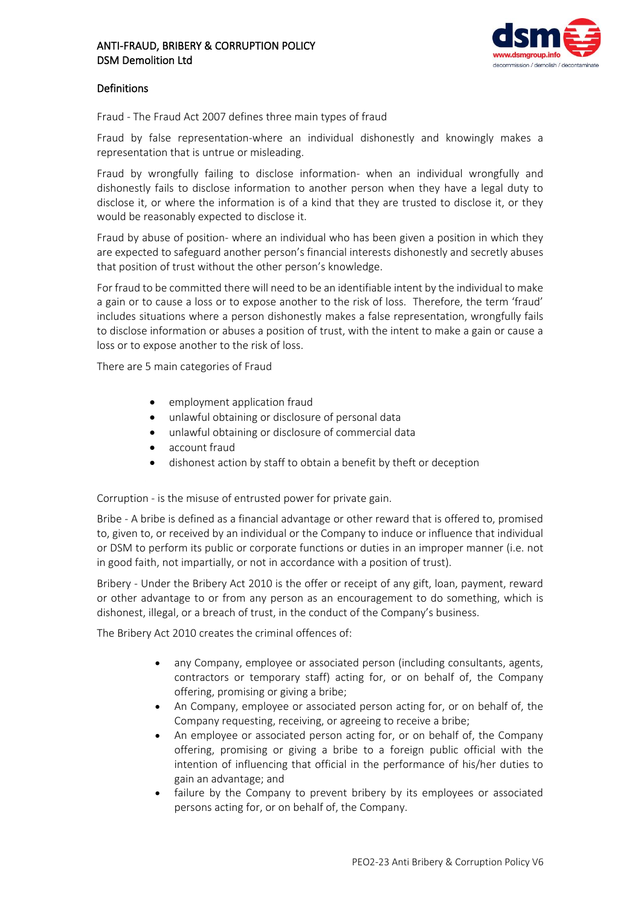## Definitions

Fraud - The Fraud Act 2007 defines three main types of fraud

Fraud by false representation-where an individual dishonestly and knowingly makes a representation that is untrue or misleading.

Fraud by wrongfully failing to disclose information- when an individual wrongfully and dishonestly fails to disclose information to another person when they have a legal duty to disclose it, or where the information is of a kind that they are trusted to disclose it, or they would be reasonably expected to disclose it.

Fraud by abuse of position- where an individual who has been given a position in which they are expected to safeguard another person's financial interests dishonestly and secretly abuses that position of trust without the other person's knowledge.

For fraud to be committed there will need to be an identifiable intent by the individual to make a gain or to cause a loss or to expose another to the risk of loss. Therefore, the term 'fraud' includes situations where a person dishonestly makes a false representation, wrongfully fails to disclose information or abuses a position of trust, with the intent to make a gain or cause a loss or to expose another to the risk of loss.

There are 5 main categories of Fraud

- employment application fraud
- unlawful obtaining or disclosure of personal data
- unlawful obtaining or disclosure of commercial data
- account fraud
- dishonest action by staff to obtain a benefit by theft or deception

Corruption - is the misuse of entrusted power for private gain.

Bribe - A bribe is defined as a financial advantage or other reward that is offered to, promised to, given to, or received by an individual or the Company to induce or influence that individual or DSM to perform its public or corporate functions or duties in an improper manner (i.e. not in good faith, not impartially, or not in accordance with a position of trust).

Bribery - Under the Bribery Act 2010 is the offer or receipt of any gift, loan, payment, reward or other advantage to or from any person as an encouragement to do something, which is dishonest, illegal, or a breach of trust, in the conduct of the Company's business.

The Bribery Act 2010 creates the criminal offences of:

- any Company, employee or associated person (including consultants, agents, contractors or temporary staff) acting for, or on behalf of, the Company offering, promising or giving a bribe;
- An Company, employee or associated person acting for, or on behalf of, the Company requesting, receiving, or agreeing to receive a bribe;
- An employee or associated person acting for, or on behalf of, the Company offering, promising or giving a bribe to a foreign public official with the intention of influencing that official in the performance of his/her duties to gain an advantage; and
- failure by the Company to prevent bribery by its employees or associated persons acting for, or on behalf of, the Company.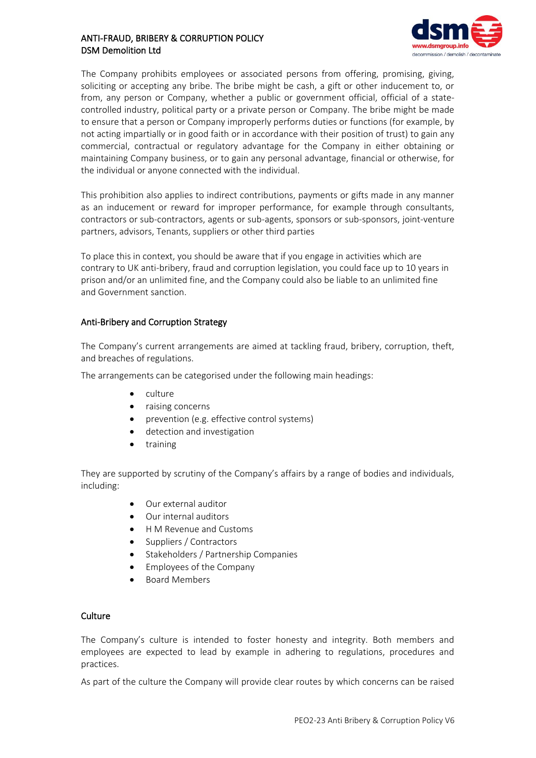The Company prohibits employees or associated persons from offering, promising, giving, soliciting or accepting any bribe. The bribe might be cash, a gift or other inducement to, or from, any person or Company, whether a public or government official, official of a state-controlled industry, political party or a private person or Company. The bribe might be made to ensure that a person or Company improperly performs duties or functions (for example, by not acting impartially or in good faith or in accordance with their position of trust) to gain any commercial, contractual or regulatory advantage for the Company in either obtaining or maintaining Company business, or to gain any personal advantage, financial or otherwise, for the individual or anyone connected with the individual.

This prohibition also applies to indirect contributions, payments or gifts made in any manner as an inducement or reward for improper performance, for example through consultants, contractors or sub-contractors, agents or sub-agents, sponsors or sub-sponsors, joint-venture partners, advisors, Tenants, suppliers or other third parties

To place this in context, you should be aware that if you engage in activities which are contrary to UK anti-bribery, fraud and corruption legislation, you could face up to 10 years in prison and/or an unlimited fine, and the Company could also be liable to an unlimited fine and Government sanction.

## Anti-Bribery and Corruption Strategy

The Company's current arrangements are aimed at tackling fraud, bribery, corruption, theft, and breaches of regulations.

The arrangements can be categorised under the following main headings:

- culture
- raising concerns
- prevention (e.g. effective control systems)
- detection and investigation
- training

They are supported by scrutiny of the Company's affairs by a range of bodies and individuals, including:

- Our external auditor
- Our internal auditors
- H M Revenue and Customs
- Suppliers / Contractors
- Stakeholders / Partnership Companies
- Employees of the Company
- Board Members

## Culture

The Company's culture is intended to foster honesty and integrity. Both members and employees are expected to lead by example in adhering to regulations, procedures and practices.

As part of the culture the Company will provide clear routes by which concerns can be raised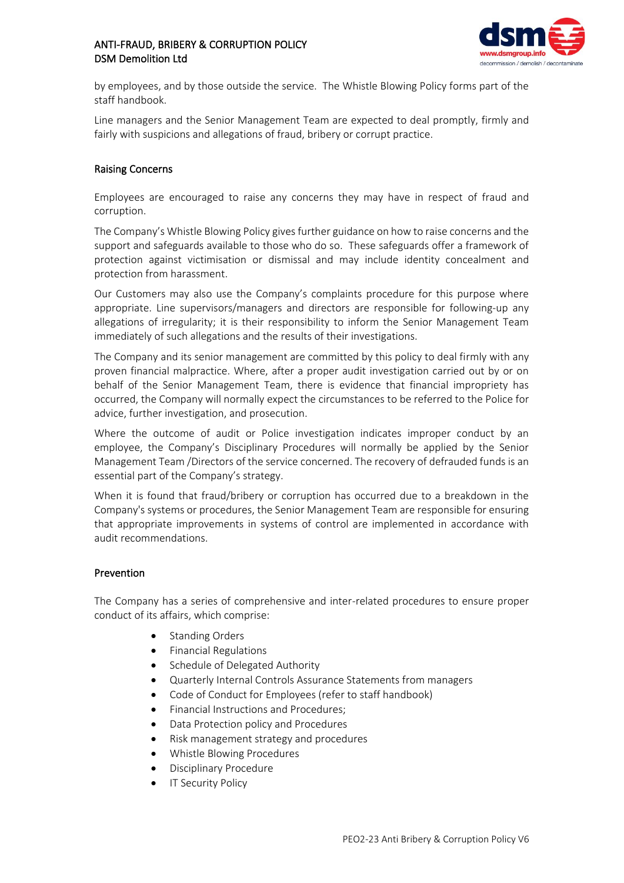by employees, and by those outside the service. The Whistle Blowing Policy forms part of the staff handbook.

Line managers and the Senior Management Team are expected to deal promptly, firmly and fairly with suspicions and allegations of fraud, bribery or corrupt practice.

## Raising Concerns

Employees are encouraged to raise any concerns they may have in respect of fraud and corruption.

The Company's Whistle Blowing Policy gives further guidance on how to raise concerns and the support and safeguards available to those who do so. These safeguards offer a framework of protection against victimisation or dismissal and may include identity concealment and protection from harassment.

Our Customers may also use the Company's complaints procedure for this purpose where appropriate. Line supervisors/managers and directors are responsible for following-up any allegations of irregularity; it is their responsibility to inform the Senior Management Team immediately of such allegations and the results of their investigations.

The Company and its senior management are committed by this policy to deal firmly with any proven financial malpractice. Where, after a proper audit investigation carried out by or on behalf of the Senior Management Team, there is evidence that financial impropriety has occurred, the Company will normally expect the circumstances to be referred to the Police for advice, further investigation, and prosecution.

Where the outcome of audit or Police investigation indicates improper conduct by an employee, the Company's Disciplinary Procedures will normally be applied by the Senior Management Team /Directors of the service concerned. The recovery of defrauded funds is an essential part of the Company's strategy.

When it is found that fraud/bribery or corruption has occurred due to a breakdown in the Company's systems or procedures, the Senior Management Team are responsible for ensuring that appropriate improvements in systems of control are implemented in accordance with audit recommendations.

## Prevention

The Company has a series of comprehensive and inter-related procedures to ensure proper conduct of its affairs, which comprise:

- Standing Orders
- Financial Regulations
- Schedule of Delegated Authority
- Quarterly Internal Controls Assurance Statements from managers
- Code of Conduct for Employees (refer to staff handbook)
- Financial Instructions and Procedures;
- Data Protection policy and Procedures
- Risk management strategy and procedures
- Whistle Blowing Procedures
- Disciplinary Procedure
- IT Security Policy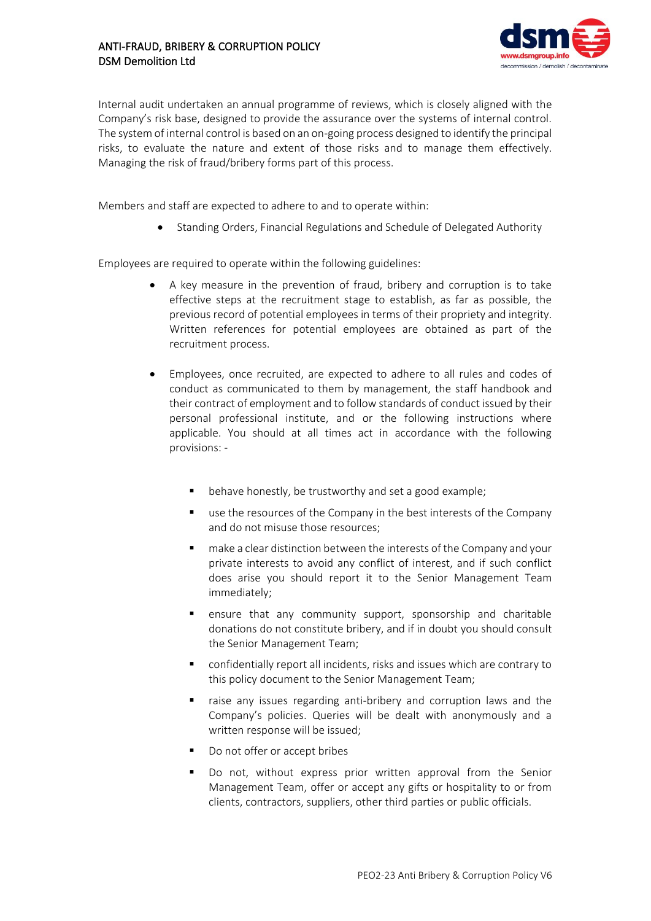Internal audit undertaken an annual programme of reviews, which is closely aligned with the Company's risk base, designed to provide the assurance over the systems of internal control. The system of internal control is based on an on-going process designed to identify the principal risks, to evaluate the nature and extent of those risks and to manage them effectively. Managing the risk of fraud/bribery forms part of this process.

Members and staff are expected to adhere to and to operate within:

- Standing Orders, Financial Regulations and Schedule of Delegated Authority

Employees are required to operate within the following guidelines:

- A key measure in the prevention of fraud, bribery and corruption is to take effective steps at the recruitment stage to establish, as far as possible, the previous record of potential employees in terms of their propriety and integrity. Written references for potential employees are obtained as part of the recruitment process.

- Employees, once recruited, are expected to adhere to all rules and codes of conduct as communicated to them by management, the staff handbook and their contract of employment and to follow standards of conduct issued by their personal professional institute, and or the following instructions where applicable. You should at all times act in accordance with the following provisions: -

    - behave honestly, be trustworthy and set a good example;
    - use the resources of the Company in the best interests of the Company and do not misuse those resources;
    - make a clear distinction between the interests of the Company and your private interests to avoid any conflict of interest, and if such conflict does arise you should report it to the Senior Management Team immediately;
    - ensure that any community support, sponsorship and charitable donations do not constitute bribery, and if in doubt you should consult the Senior Management Team;
    - confidentially report all incidents, risks and issues which are contrary to this policy document to the Senior Management Team;
    - raise any issues regarding anti-bribery and corruption laws and the Company's policies. Queries will be dealt with anonymously and a written response will be issued;
    - Do not offer or accept bribes
    - Do not, without express prior written approval from the Senior Management Team, offer or accept any gifts or hospitality to or from clients, contractors, suppliers, other third parties or public officials.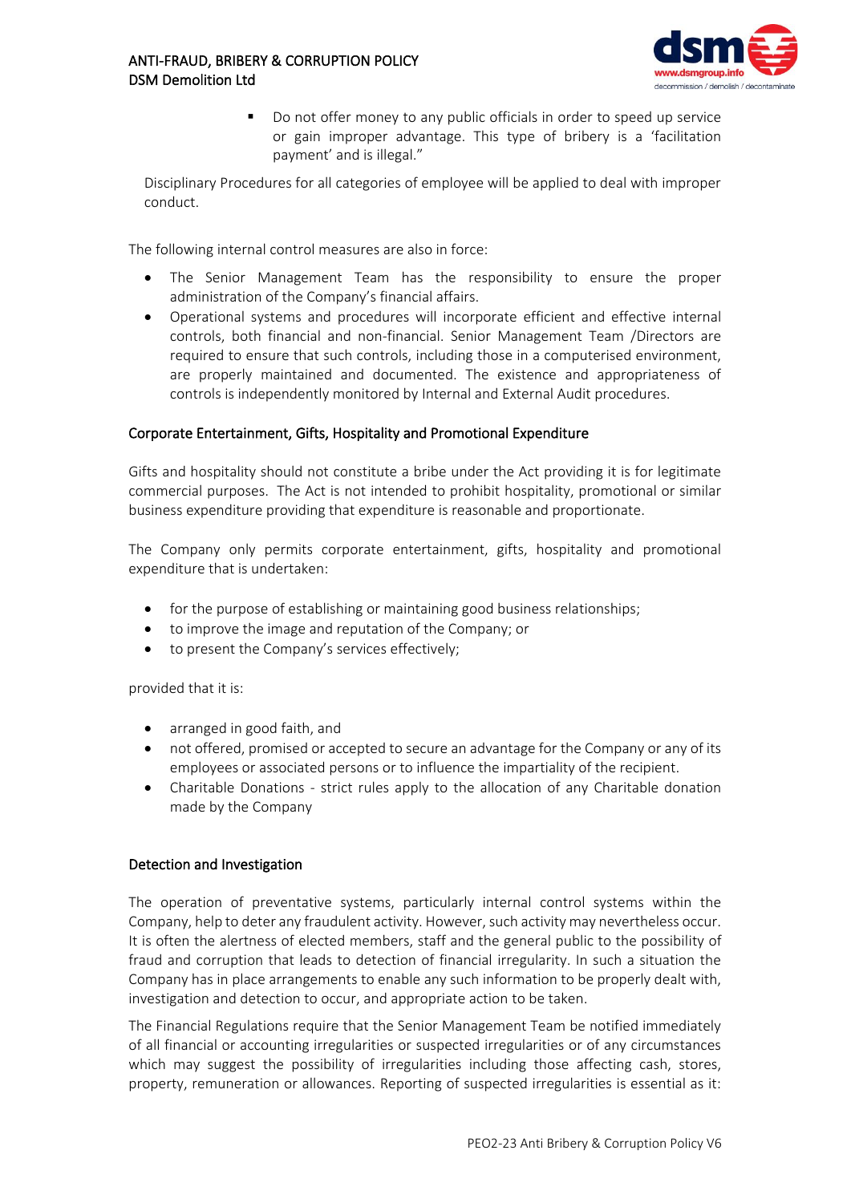- Do not offer money to any public officials in order to speed up service or gain improper advantage. This type of bribery is a 'facilitation payment' and is illegal."

Disciplinary Procedures for all categories of employee will be applied to deal with improper conduct.

The following internal control measures are also in force:

- The Senior Management Team has the responsibility to ensure the proper administration of the Company's financial affairs.
- Operational systems and procedures will incorporate efficient and effective internal controls, both financial and non-financial. Senior Management Team /Directors are required to ensure that such controls, including those in a computerised environment, are properly maintained and documented. The existence and appropriateness of controls is independently monitored by Internal and External Audit procedures.

### Corporate Entertainment, Gifts, Hospitality and Promotional Expenditure

Gifts and hospitality should not constitute a bribe under the Act providing it is for legitimate commercial purposes. The Act is not intended to prohibit hospitality, promotional or similar business expenditure providing that expenditure is reasonable and proportionate.

The Company only permits corporate entertainment, gifts, hospitality and promotional expenditure that is undertaken:

- for the purpose of establishing or maintaining good business relationships;
- to improve the image and reputation of the Company; or
- to present the Company's services effectively;

provided that it is:

- arranged in good faith, and
- not offered, promised or accepted to secure an advantage for the Company or any of its employees or associated persons or to influence the impartiality of the recipient.
- Charitable Donations - strict rules apply to the allocation of any Charitable donation made by the Company

### Detection and Investigation

The operation of preventative systems, particularly internal control systems within the Company, help to deter any fraudulent activity. However, such activity may nevertheless occur. It is often the alertness of elected members, staff and the general public to the possibility of fraud and corruption that leads to detection of financial irregularity. In such a situation the Company has in place arrangements to enable any such information to be properly dealt with, investigation and detection to occur, and appropriate action to be taken.

The Financial Regulations require that the Senior Management Team be notified immediately of all financial or accounting irregularities or suspected irregularities or of any circumstances which may suggest the possibility of irregularities including those affecting cash, stores, property, remuneration or allowances. Reporting of suspected irregularities is essential as it: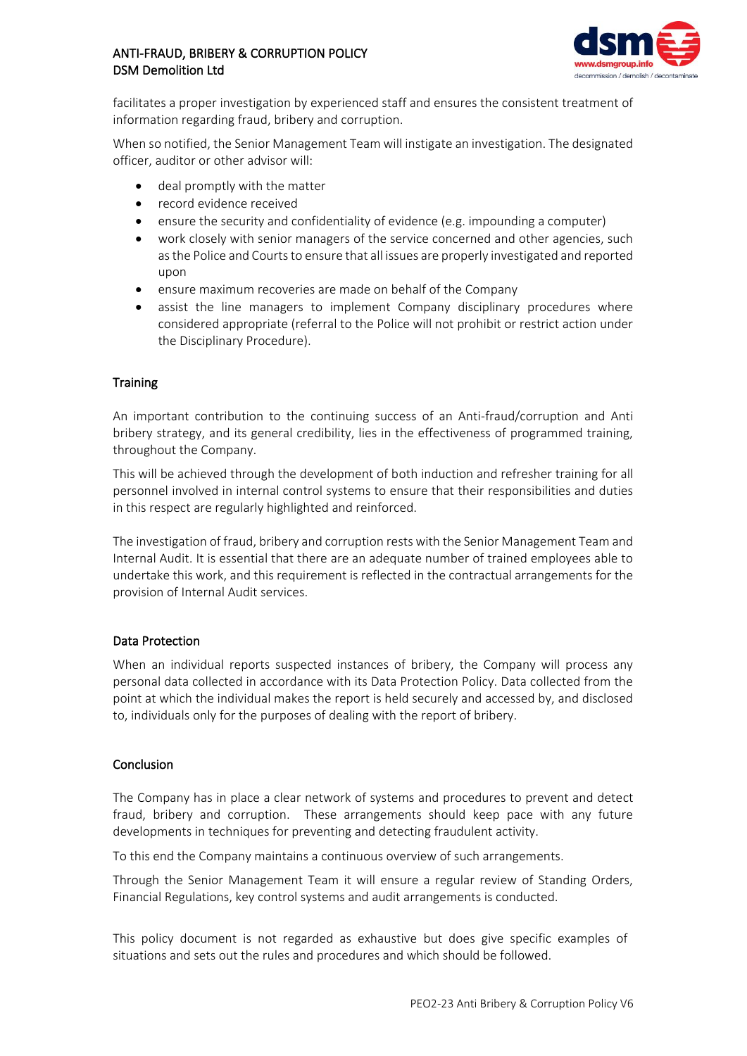facilitates a proper investigation by experienced staff and ensures the consistent treatment of information regarding fraud, bribery and corruption.

When so notified, the Senior Management Team will instigate an investigation. The designated officer, auditor or other advisor will:

- deal promptly with the matter
- record evidence received
- ensure the security and confidentiality of evidence (e.g. impounding a computer)
- work closely with senior managers of the service concerned and other agencies, such as the Police and Courts to ensure that all issues are properly investigated and reported upon
- ensure maximum recoveries are made on behalf of the Company
- assist the line managers to implement Company disciplinary procedures where considered appropriate (referral to the Police will not prohibit or restrict action under the Disciplinary Procedure).

## Training

An important contribution to the continuing success of an Anti-fraud/corruption and Anti bribery strategy, and its general credibility, lies in the effectiveness of programmed training, throughout the Company.

This will be achieved through the development of both induction and refresher training for all personnel involved in internal control systems to ensure that their responsibilities and duties in this respect are regularly highlighted and reinforced.

The investigation of fraud, bribery and corruption rests with the Senior Management Team and Internal Audit. It is essential that there are an adequate number of trained employees able to undertake this work, and this requirement is reflected in the contractual arrangements for the provision of Internal Audit services.

## Data Protection

When an individual reports suspected instances of bribery, the Company will process any personal data collected in accordance with its Data Protection Policy. Data collected from the point at which the individual makes the report is held securely and accessed by, and disclosed to, individuals only for the purposes of dealing with the report of bribery.

## Conclusion

The Company has in place a clear network of systems and procedures to prevent and detect fraud, bribery and corruption. These arrangements should keep pace with any future developments in techniques for preventing and detecting fraudulent activity.

To this end the Company maintains a continuous overview of such arrangements.

Through the Senior Management Team it will ensure a regular review of Standing Orders, Financial Regulations, key control systems and audit arrangements is conducted.

This policy document is not regarded as exhaustive but does give specific examples of situations and sets out the rules and procedures and which should be followed.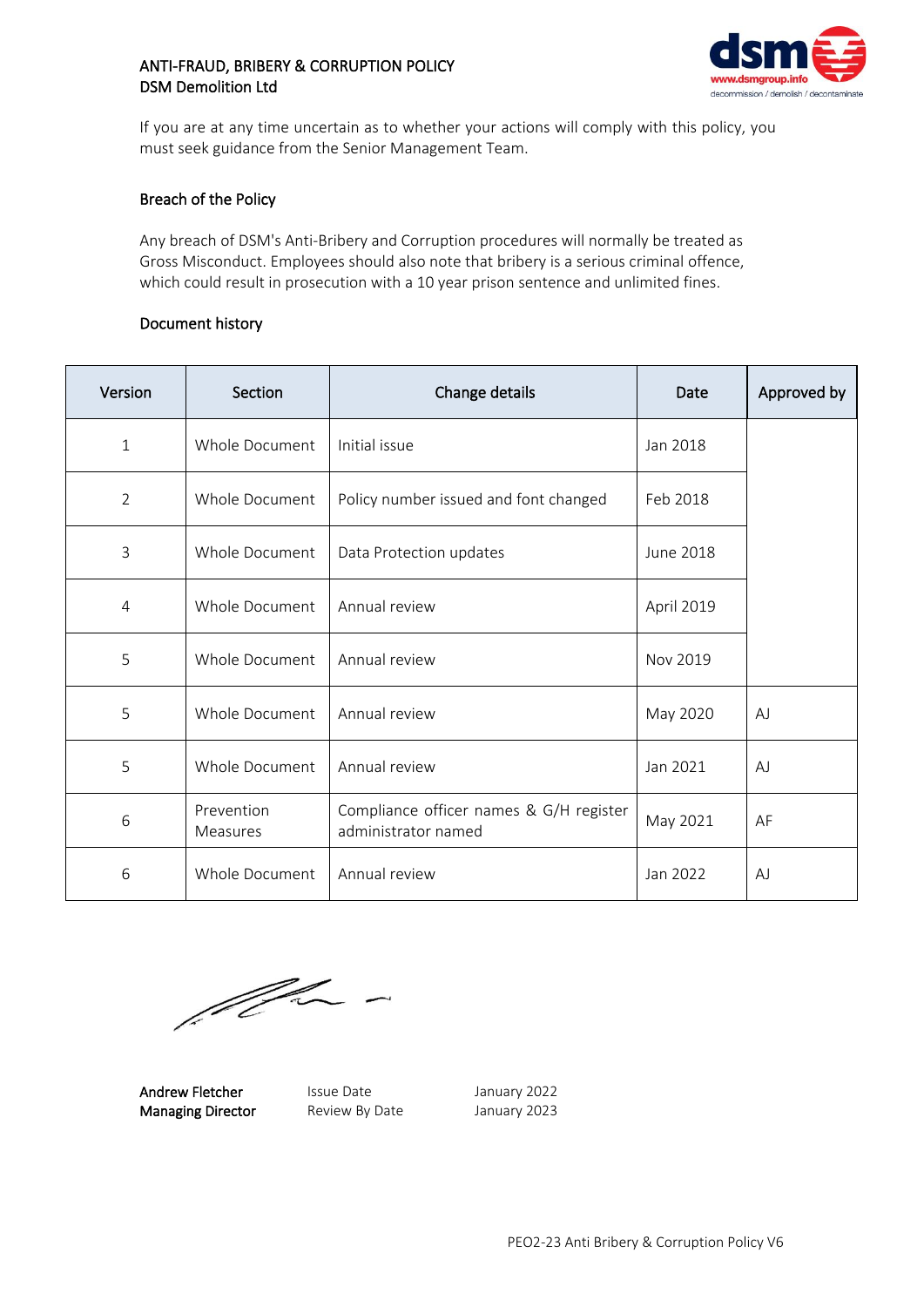If you are at any time uncertain as to whether your actions will comply with this policy, you must seek guidance from the Senior Management Team.

### Breach of the Policy

Any breach of DSM's Anti-Bribery and Corruption procedures will normally be treated as Gross Misconduct. Employees should also note that bribery is a serious criminal offence, which could result in prosecution with a 10 year prison sentence and unlimited fines.

### Document history

| Version | Section | Change details | Date | Approved by |
|---|---|---|---|---|
| 1 | Whole Document | Initial issue | Jan 2018 | |
| 2 | Whole Document | Policy number issued and font changed | Feb 2018 | |
| 3 | Whole Document | Data Protection updates | June 2018 | |
| 4 | Whole Document | Annual review | April 2019 | |
| 5 | Whole Document | Annual review | Nov 2019 | |
| 5 | Whole Document | Annual review | May 2020 | AJ |
| 5 | Whole Document | Annual review | Jan 2021 | AJ |
| 6 | Prevention Measures | Compliance officer names & G/H register administrator named | May 2021 | AF |
| 6 | Whole Document | Annual review | Jan 2022 | AJ |

**Andrew Fletcher**
**Managing Director**

Issue Date January 2022
Review By Date January 2023